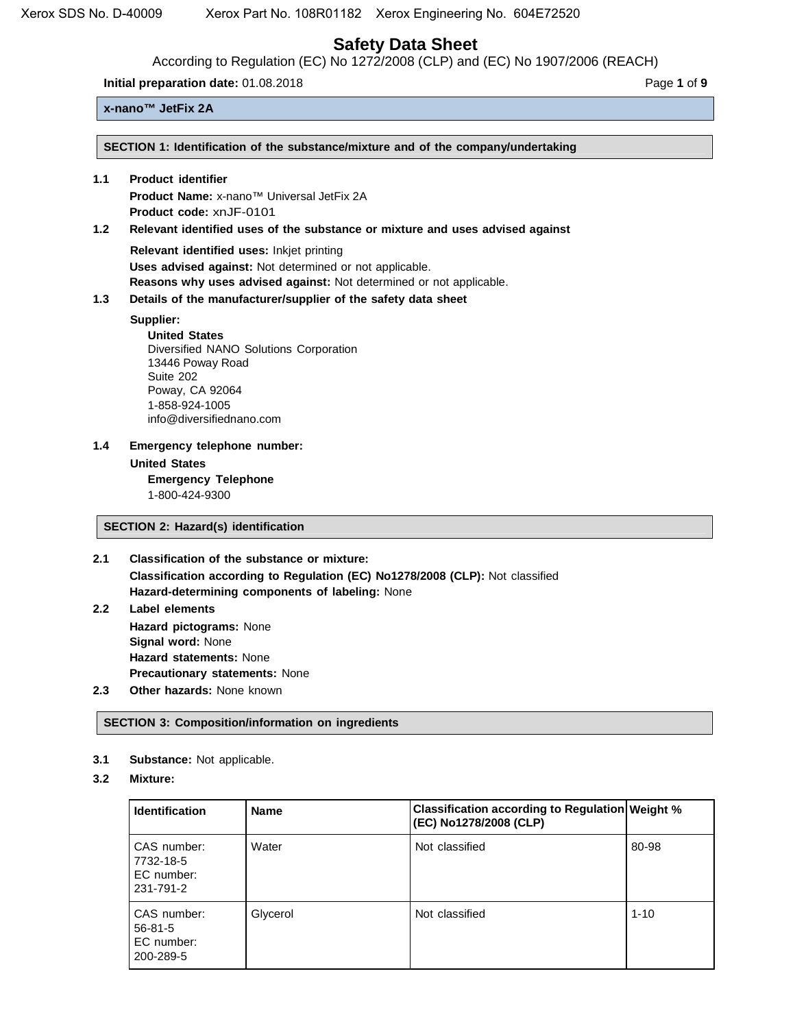# Safety Data Sheet

According to Regulation (EC) No 1272/2008 (CLP) and (EC) No 1907/2006 (REACH)

**Initial preparation date:** 01.08.2018

**x-nano™ JetFix 2A**

## SECTION 1: Identification of the substance/mixture and of the company/undertaking

**1.1 Product identifier**

**Product Name:** x-nano™ Universal JetFix 2A
**Product code:** xnJF-0101

**1.2 Relevant identified uses of the substance or mixture and uses advised against**

**Relevant identified uses:** Inkjet printing
**Uses advised against:** Not determined or not applicable.
**Reasons why uses advised against:** Not determined or not applicable.

**1.3 Details of the manufacturer/supplier of the safety data sheet**

**Supplier:**

**United States**
Diversified NANO Solutions Corporation
13446 Poway Road
Suite 202
Poway, CA 92064
1-858-924-1005
info@diversifiednano.com

**1.4 Emergency telephone number:**

**United States**
**Emergency Telephone**
1-800-424-9300

## SECTION 2: Hazard(s) identification

**2.1 Classification of the substance or mixture:**

**Classification according to Regulation (EC) No1278/2008 (CLP):** Not classified
**Hazard-determining components of labeling:** None

**2.2 Label elements**

**Hazard pictograms:** None
**Signal word:** None
**Hazard statements:** None
**Precautionary statements:** None

**2.3 Other hazards:** None known

## SECTION 3: Composition/information on ingredients

**3.1 Substance:** Not applicable.

**3.2 Mixture:**

| Identification | Name | Classification according to Regulation (EC) No1278/2008 (CLP) | Weight % |
|---|---|---|---|
| CAS number: 7732-18-5 EC number: 231-791-2 | Water | Not classified | 80-98 |
| CAS number: 56-81-5 EC number: 200-289-5 | Glycerol | Not classified | 1-10 |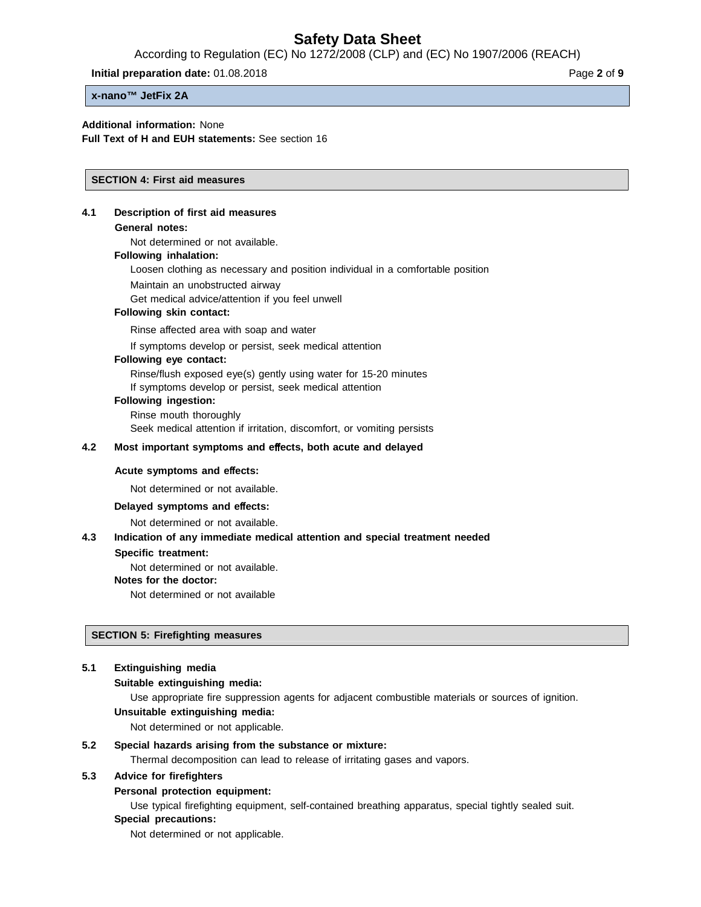**Additional information:** None
**Full Text of H and EUH statements:** See section 16

## SECTION 4: First aid measures

### 4.1 Description of first aid measures

**General notes:**

Not determined or not available.

**Following inhalation:**

Loosen clothing as necessary and position individual in a comfortable position
Maintain an unobstructed airway
Get medical advice/attention if you feel unwell

**Following skin contact:**

Rinse affected area with soap and water
If symptoms develop or persist, seek medical attention

**Following eye contact:**

Rinse/flush exposed eye(s) gently using water for 15-20 minutes
If symptoms develop or persist, seek medical attention

**Following ingestion:**

Rinse mouth thoroughly
Seek medical attention if irritation, discomfort, or vomiting persists

### 4.2 Most important symptoms and effects, both acute and delayed

**Acute symptoms and effects:**

Not determined or not available.

**Delayed symptoms and effects:**

Not determined or not available.

### 4.3 Indication of any immediate medical attention and special treatment needed

**Specific treatment:**

Not determined or not available.

**Notes for the doctor:**

Not determined or not available

## SECTION 5: Firefighting measures

### 5.1 Extinguishing media

**Suitable extinguishing media:**

Use appropriate fire suppression agents for adjacent combustible materials or sources of ignition.

**Unsuitable extinguishing media:**

Not determined or not applicable.

### 5.2 Special hazards arising from the substance or mixture:

Thermal decomposition can lead to release of irritating gases and vapors.

### 5.3 Advice for firefighters

**Personal protection equipment:**

Use typical firefighting equipment, self-contained breathing apparatus, special tightly sealed suit.

**Special precautions:**

Not determined or not applicable.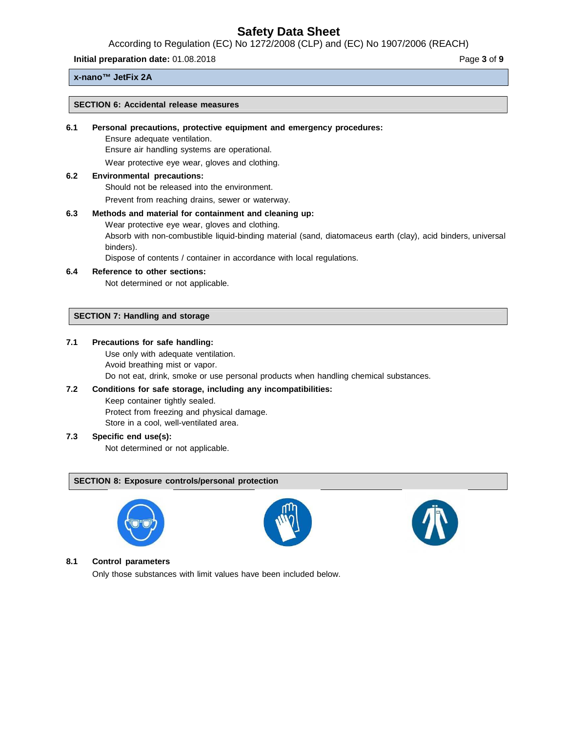**x-nano™ JetFix 2A**

## SECTION 6: Accidental release measures

**6.1 Personal precautions, protective equipment and emergency procedures:**

Ensure adequate ventilation.
Ensure air handling systems are operational.
Wear protective eye wear, gloves and clothing.

**6.2 Environmental precautions:**

Should not be released into the environment.
Prevent from reaching drains, sewer or waterway.

**6.3 Methods and material for containment and cleaning up:**

Wear protective eye wear, gloves and clothing.
Absorb with non-combustible liquid-binding material (sand, diatomaceus earth (clay), acid binders, universal binders).
Dispose of contents / container in accordance with local regulations.

**6.4 Reference to other sections:**

Not determined or not applicable.

## SECTION 7: Handling and storage

**7.1 Precautions for safe handling:**

Use only with adequate ventilation.
Avoid breathing mist or vapor.
Do not eat, drink, smoke or use personal products when handling chemical substances.

**7.2 Conditions for safe storage, including any incompatibilities:**

Keep container tightly sealed.
Protect from freezing and physical damage.
Store in a cool, well-ventilated area.

**7.3 Specific end use(s):**

Not determined or not applicable.

## SECTION 8: Exposure controls/personal protection

**8.1 Control parameters**

Only those substances with limit values have been included below.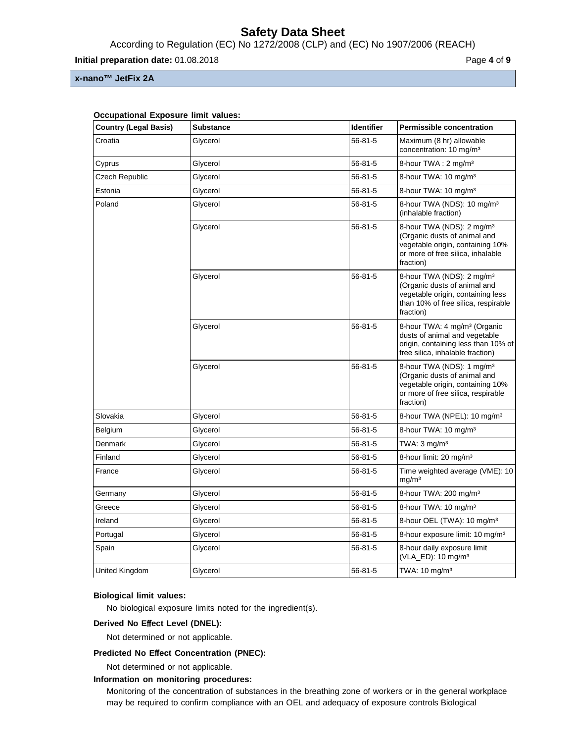**Occupational Exposure limit values:**

| Country (Legal Basis) | Substance | Identifier | Permissible concentration |
|---|---|---|---|
| Croatia | Glycerol | 56-81-5 | Maximum (8 hr) allowable concentration: 10 mg/m³ |
| Cyprus | Glycerol | 56-81-5 | 8-hour TWA : 2 mg/m³ |
| Czech Republic | Glycerol | 56-81-5 | 8-hour TWA: 10 mg/m³ |
| Estonia | Glycerol | 56-81-5 | 8-hour TWA: 10 mg/m³ |
| Poland | Glycerol | 56-81-5 | 8-hour TWA (NDS): 10 mg/m³ (inhalable fraction) |
| | Glycerol | 56-81-5 | 8-hour TWA (NDS): 2 mg/m³ (Organic dusts of animal and vegetable origin, containing 10% or more of free silica, inhalable fraction) |
| | Glycerol | 56-81-5 | 8-hour TWA (NDS): 2 mg/m³ (Organic dusts of animal and vegetable origin, containing less than 10% of free silica, respirable fraction) |
| | Glycerol | 56-81-5 | 8-hour TWA: 4 mg/m³ (Organic dusts of animal and vegetable origin, containing less than 10% of free silica, inhalable fraction) |
| | Glycerol | 56-81-5 | 8-hour TWA (NDS): 1 mg/m³ (Organic dusts of animal and vegetable origin, containing 10% or more of free silica, respirable fraction) |
| Slovakia | Glycerol | 56-81-5 | 8-hour TWA (NPEL): 10 mg/m³ |
| Belgium | Glycerol | 56-81-5 | 8-hour TWA: 10 mg/m³ |
| Denmark | Glycerol | 56-81-5 | TWA: 3 mg/m³ |
| Finland | Glycerol | 56-81-5 | 8-hour limit: 20 mg/m³ |
| France | Glycerol | 56-81-5 | Time weighted average (VME): 10 mg/m³ |
| Germany | Glycerol | 56-81-5 | 8-hour TWA: 200 mg/m³ |
| Greece | Glycerol | 56-81-5 | 8-hour TWA: 10 mg/m³ |
| Ireland | Glycerol | 56-81-5 | 8-hour OEL (TWA): 10 mg/m³ |
| Portugal | Glycerol | 56-81-5 | 8-hour exposure limit: 10 mg/m³ |
| Spain | Glycerol | 56-81-5 | 8-hour daily exposure limit (VLA_ED): 10 mg/m³ |
| United Kingdom | Glycerol | 56-81-5 | TWA: 10 mg/m³ |

**Biological limit values:**

No biological exposure limits noted for the ingredient(s).

**Derived No Effect Level (DNEL):**

Not determined or not applicable.

**Predicted No Effect Concentration (PNEC):**

Not determined or not applicable.

**Information on monitoring procedures:**

Monitoring of the concentration of substances in the breathing zone of workers or in the general workplace may be required to confirm compliance with an OEL and adequacy of exposure controls Biological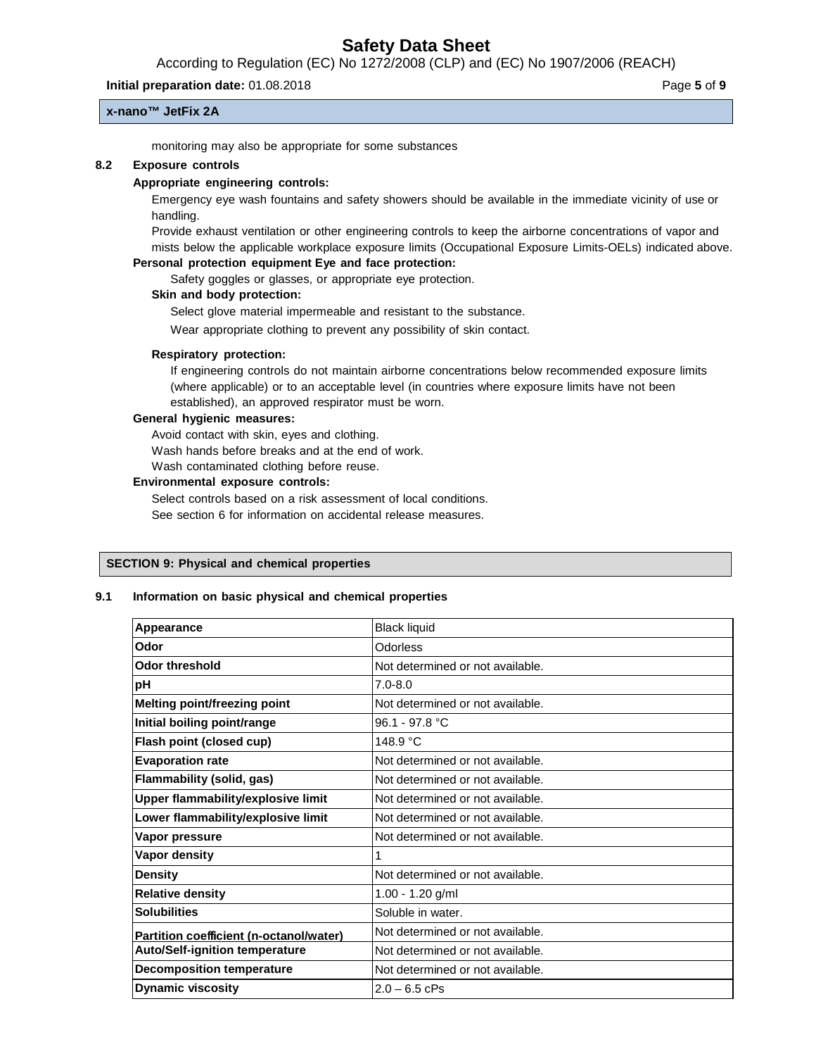monitoring may also be appropriate for some substances

**8.2 Exposure controls**

**Appropriate engineering controls:**

Emergency eye wash fountains and safety showers should be available in the immediate vicinity of use or handling.

Provide exhaust ventilation or other engineering controls to keep the airborne concentrations of vapor and mists below the applicable workplace exposure limits (Occupational Exposure Limits-OELs) indicated above.

**Personal protection equipment Eye and face protection:**

Safety goggles or glasses, or appropriate eye protection.

**Skin and body protection:**

Select glove material impermeable and resistant to the substance.

Wear appropriate clothing to prevent any possibility of skin contact.

**Respiratory protection:**

If engineering controls do not maintain airborne concentrations below recommended exposure limits (where applicable) or to an acceptable level (in countries where exposure limits have not been established), an approved respirator must be worn.

**General hygienic measures:**

Avoid contact with skin, eyes and clothing.

Wash hands before breaks and at the end of work.

Wash contaminated clothing before reuse.

**Environmental exposure controls:**

Select controls based on a risk assessment of local conditions.

See section 6 for information on accidental release measures.

## SECTION 9: Physical and chemical properties

**9.1 Information on basic physical and chemical properties**

| Property | Value |
|---|---|
| **Appearance** | Black liquid |
| **Odor** | Odorless |
| **Odor threshold** | Not determined or not available. |
| **pH** | 7.0-8.0 |
| **Melting point/freezing point** | Not determined or not available. |
| **Initial boiling point/range** | 96.1 - 97.8 °C |
| **Flash point (closed cup)** | 148.9 °C |
| **Evaporation rate** | Not determined or not available. |
| **Flammability (solid, gas)** | Not determined or not available. |
| **Upper flammability/explosive limit** | Not determined or not available. |
| **Lower flammability/explosive limit** | Not determined or not available. |
| **Vapor pressure** | Not determined or not available. |
| **Vapor density** | 1 |
| **Density** | Not determined or not available. |
| **Relative density** | 1.00 - 1.20 g/ml |
| **Solubilities** | Soluble in water. |
| **Partition coefficient (n-octanol/water)** | Not determined or not available. |
| **Auto/Self-ignition temperature** | Not determined or not available. |
| **Decomposition temperature** | Not determined or not available. |
| **Dynamic viscosity** | 2.0 – 6.5 cPs |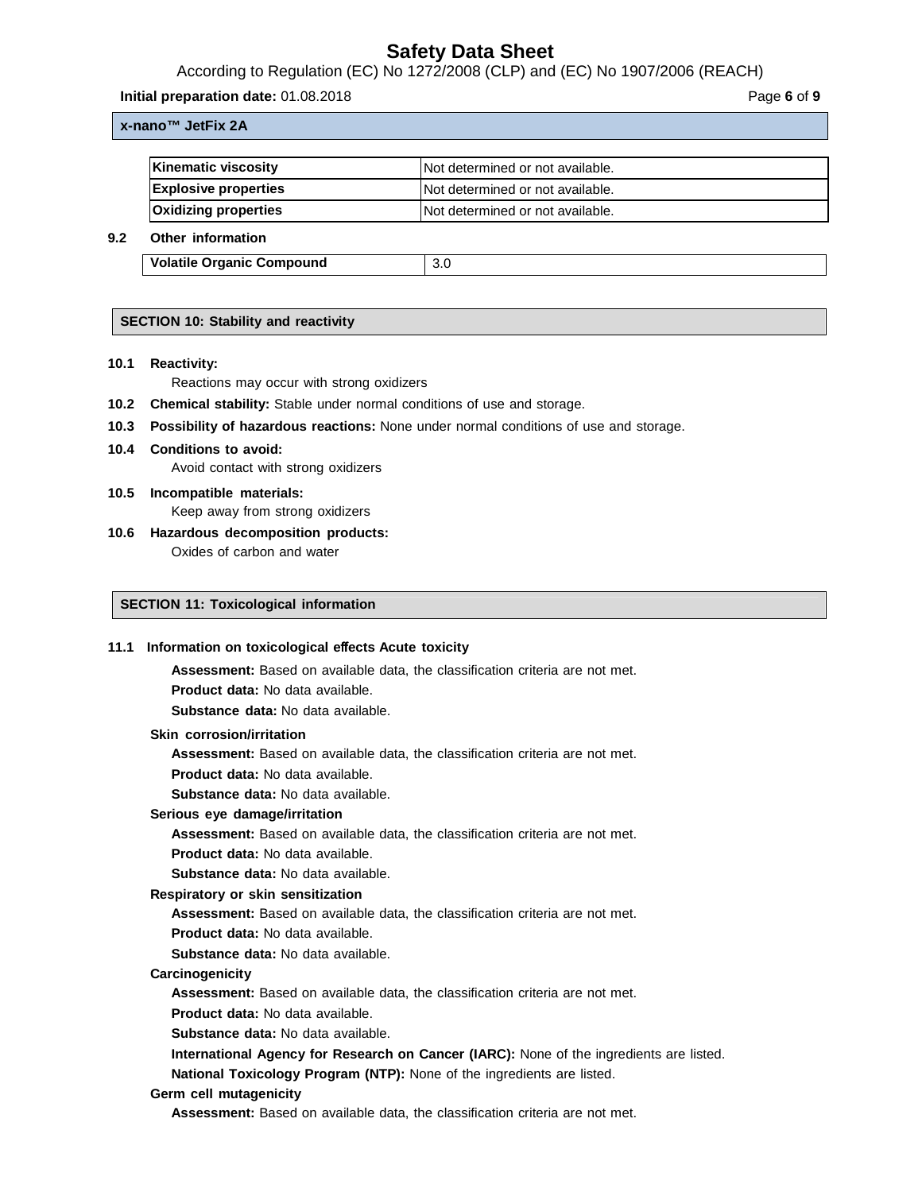| Kinematic viscosity | Not determined or not available. |
|---|---|
| Explosive properties | Not determined or not available. |
| Oxidizing properties | Not determined or not available. |

**9.2 Other information**

| Volatile Organic Compound | 3.0 |
|---|---|

## SECTION 10: Stability and reactivity

**10.1 Reactivity:**

Reactions may occur with strong oxidizers

**10.2 Chemical stability:** Stable under normal conditions of use and storage.

**10.3 Possibility of hazardous reactions:** None under normal conditions of use and storage.

**10.4 Conditions to avoid:**

Avoid contact with strong oxidizers

**10.5 Incompatible materials:**

Keep away from strong oxidizers

**10.6 Hazardous decomposition products:**

Oxides of carbon and water

## SECTION 11: Toxicological information

**11.1 Information on toxicological effects Acute toxicity**

**Assessment:** Based on available data, the classification criteria are not met.

**Product data:** No data available.

**Substance data:** No data available.

**Skin corrosion/irritation**

**Assessment:** Based on available data, the classification criteria are not met.

**Product data:** No data available.

**Substance data:** No data available.

**Serious eye damage/irritation**

**Assessment:** Based on available data, the classification criteria are not met.

**Product data:** No data available.

**Substance data:** No data available.

**Respiratory or skin sensitization**

**Assessment:** Based on available data, the classification criteria are not met.

**Product data:** No data available.

**Substance data:** No data available.

**Carcinogenicity**

**Assessment:** Based on available data, the classification criteria are not met.

**Product data:** No data available.

**Substance data:** No data available.

**International Agency for Research on Cancer (IARC):** None of the ingredients are listed.

**National Toxicology Program (NTP):** None of the ingredients are listed.

**Germ cell mutagenicity**

**Assessment:** Based on available data, the classification criteria are not met.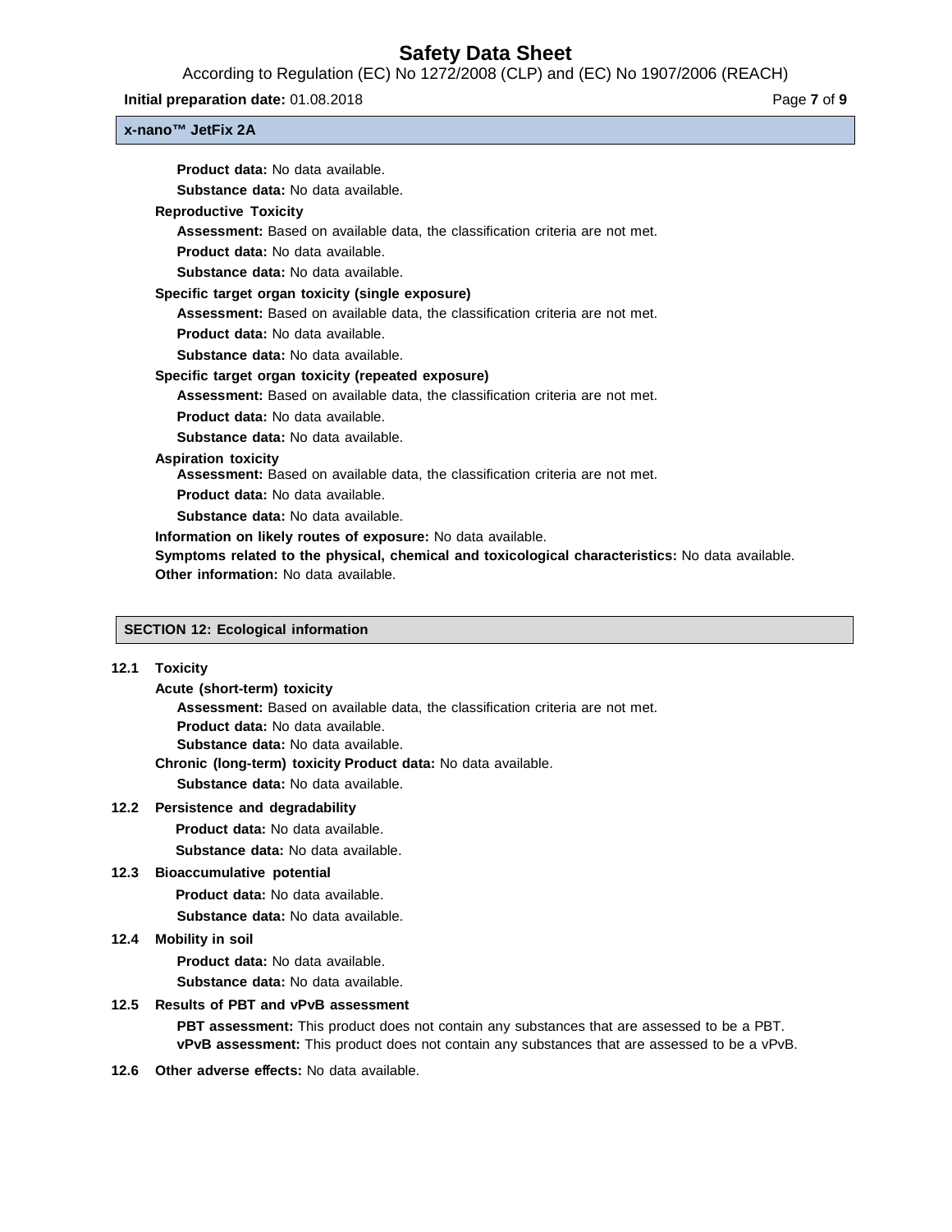**Product data:** No data available.

**Substance data:** No data available.

**Reproductive Toxicity**

**Assessment:** Based on available data, the classification criteria are not met.

**Product data:** No data available.

**Substance data:** No data available.

**Specific target organ toxicity (single exposure)**

**Assessment:** Based on available data, the classification criteria are not met.

**Product data:** No data available.

**Substance data:** No data available.

**Specific target organ toxicity (repeated exposure)**

**Assessment:** Based on available data, the classification criteria are not met.

**Product data:** No data available.

**Substance data:** No data available.

**Aspiration toxicity**

**Assessment:** Based on available data, the classification criteria are not met.

**Product data:** No data available.

**Substance data:** No data available.

**Information on likely routes of exposure:** No data available.

**Symptoms related to the physical, chemical and toxicological characteristics:** No data available.

**Other information:** No data available.

## SECTION 12: Ecological information

### 12.1 Toxicity

**Acute (short-term) toxicity**

**Assessment:** Based on available data, the classification criteria are not met.

**Product data:** No data available.

**Substance data:** No data available.

**Chronic (long-term) toxicity Product data:** No data available.

**Substance data:** No data available.

### 12.2 Persistence and degradability

**Product data:** No data available.

**Substance data:** No data available.

### 12.3 Bioaccumulative potential

**Product data:** No data available.

**Substance data:** No data available.

### 12.4 Mobility in soil

**Product data:** No data available.

**Substance data:** No data available.

### 12.5 Results of PBT and vPvB assessment

**PBT assessment:** This product does not contain any substances that are assessed to be a PBT.

**vPvB assessment:** This product does not contain any substances that are assessed to be a vPvB.

### 12.6 Other adverse effects: No data available.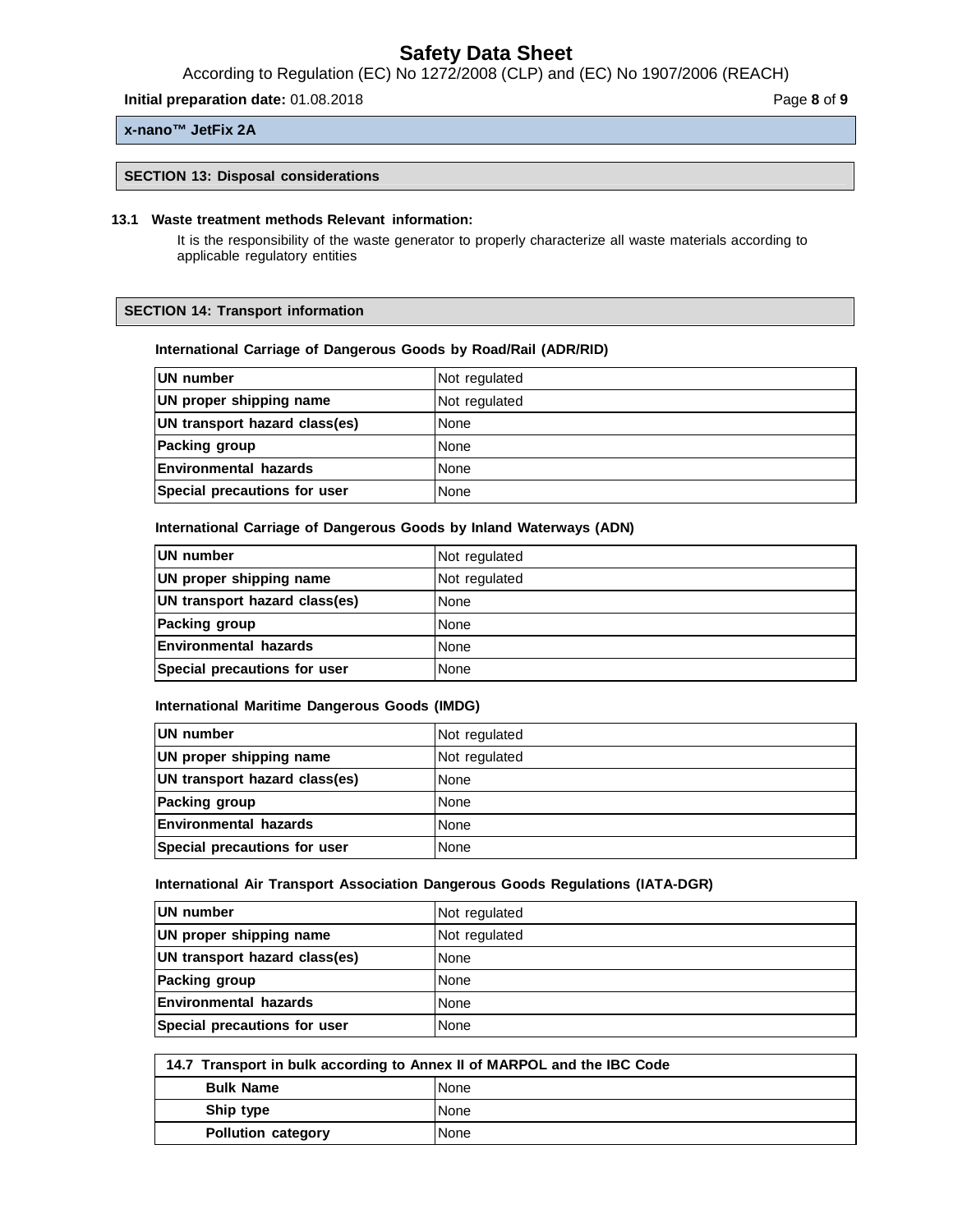**x-nano™ JetFix 2A**

## SECTION 13: Disposal considerations

**13.1 Waste treatment methods Relevant information:**

It is the responsibility of the waste generator to properly characterize all waste materials according to applicable regulatory entities

## SECTION 14: Transport information

**International Carriage of Dangerous Goods by Road/Rail (ADR/RID)**

| | |
|---|---|
| **UN number** | Not regulated |
| **UN proper shipping name** | Not regulated |
| **UN transport hazard class(es)** | None |
| **Packing group** | None |
| **Environmental hazards** | None |
| **Special precautions for user** | None |

**International Carriage of Dangerous Goods by Inland Waterways (ADN)**

| | |
|---|---|
| **UN number** | Not regulated |
| **UN proper shipping name** | Not regulated |
| **UN transport hazard class(es)** | None |
| **Packing group** | None |
| **Environmental hazards** | None |
| **Special precautions for user** | None |

**International Maritime Dangerous Goods (IMDG)**

| | |
|---|---|
| **UN number** | Not regulated |
| **UN proper shipping name** | Not regulated |
| **UN transport hazard class(es)** | None |
| **Packing group** | None |
| **Environmental hazards** | None |
| **Special precautions for user** | None |

**International Air Transport Association Dangerous Goods Regulations (IATA-DGR)**

| | |
|---|---|
| **UN number** | Not regulated |
| **UN proper shipping name** | Not regulated |
| **UN transport hazard class(es)** | None |
| **Packing group** | None |
| **Environmental hazards** | None |
| **Special precautions for user** | None |

| **14.7 Transport in bulk according to Annex II of MARPOL and the IBC Code** | |
|---|---|
| **Bulk Name** | None |
| **Ship type** | None |
| **Pollution category** | None |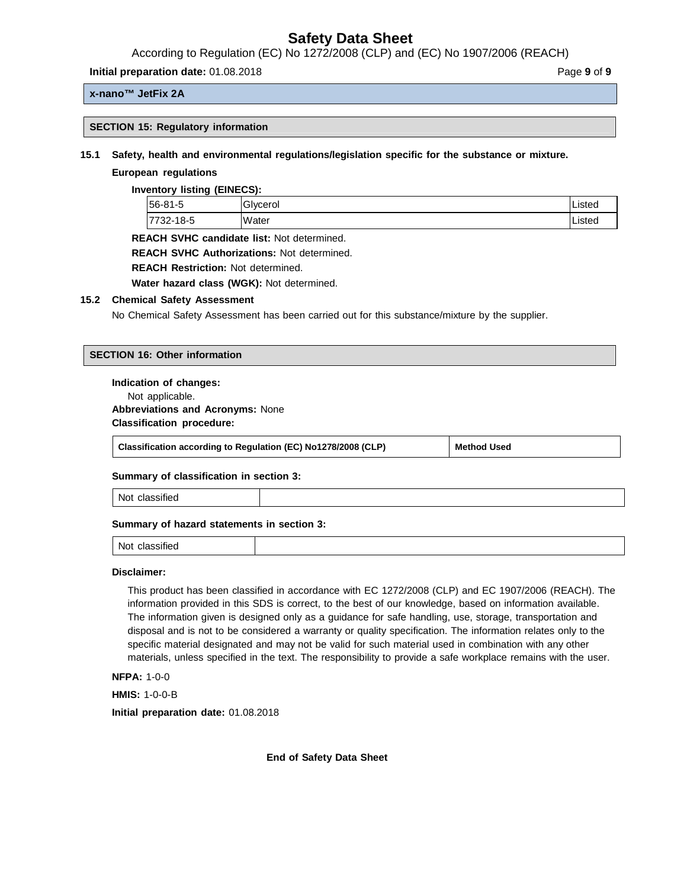## SECTION 15: Regulatory information

**15.1 Safety, health and environmental regulations/legislation specific for the substance or mixture.**

**European regulations**

**Inventory listing (EINECS):**

| | | |
|---|---|---|
| 56-81-5 | Glycerol | Listed |
| 7732-18-5 | Water | Listed |

**REACH SVHC candidate list:** Not determined.

**REACH SVHC Authorizations:** Not determined.

**REACH Restriction:** Not determined.

**Water hazard class (WGK):** Not determined.

**15.2 Chemical Safety Assessment**

No Chemical Safety Assessment has been carried out for this substance/mixture by the supplier.

## SECTION 16: Other information

**Indication of changes:**

Not applicable.

**Abbreviations and Acronyms:** None

**Classification procedure:**

| Classification according to Regulation (EC) No1278/2008 (CLP) | Method Used |
|---|---|

**Summary of classification in section 3:**

| | |
|---|---|
| Not classified | |

**Summary of hazard statements in section 3:**

| | |
|---|---|
| Not classified | |

**Disclaimer:**

This product has been classified in accordance with EC 1272/2008 (CLP) and EC 1907/2006 (REACH). The information provided in this SDS is correct, to the best of our knowledge, based on information available. The information given is designed only as a guidance for safe handling, use, storage, transportation and disposal and is not to be considered a warranty or quality specification. The information relates only to the specific material designated and may not be valid for such material used in combination with any other materials, unless specified in the text. The responsibility to provide a safe workplace remains with the user.

**NFPA:** 1-0-0

**HMIS:** 1-0-0-B

**Initial preparation date:** 01.08.2018

**End of Safety Data Sheet**